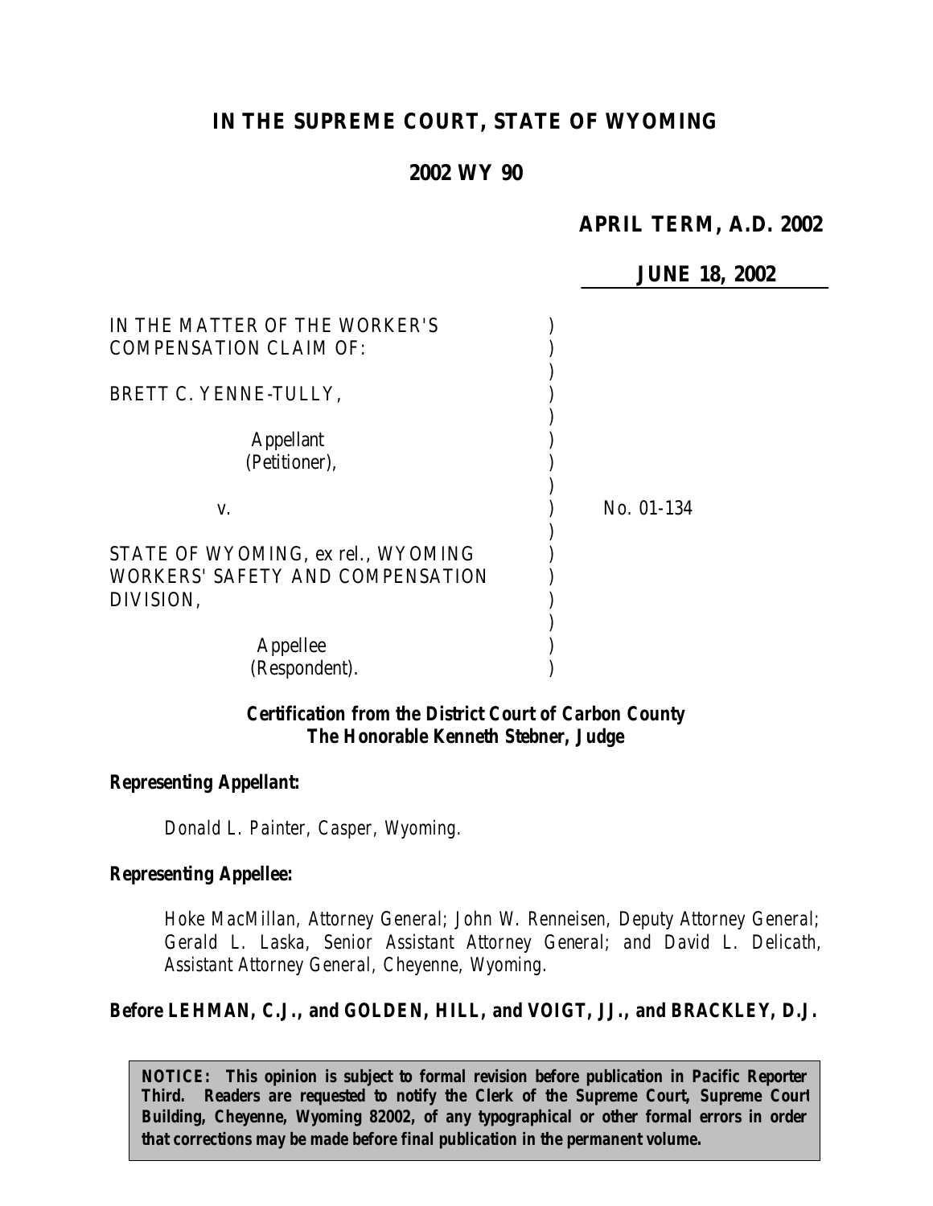# IN THE SUPREME COURT, STATE OF WYOMING

## 2002 WY 90

**APRIL TERM, A.D. 2002**

**JUNE 18, 2002**

IN THE MATTER OF THE WORKER'S COMPENSATION CLAIM OF:

BRETT C. YENNE-TULLY,

Appellant (Petitioner),

v.

STATE OF WYOMING, ex rel., WYOMING WORKERS' SAFETY AND COMPENSATION DIVISION,

Appellee (Respondent).

No. 01-134

***Certification from the District Court of Carbon County***
***The Honorable Kenneth Stebner, Judge***

***Representing Appellant:***

*Donald L. Painter, Casper, Wyoming.*

***Representing Appellee:***

*Hoke MacMillan, Attorney General; John W. Renneisen, Deputy Attorney General; Gerald L. Laska, Senior Assistant Attorney General; and David L. Delicath, Assistant Attorney General, Cheyenne, Wyoming.*

**Before LEHMAN, C.J., and GOLDEN, HILL, and VOIGT, JJ., and BRACKLEY, D.J.**

**NOTICE: This opinion is subject to formal revision before publication in Pacific Reporter Third. Readers are requested to notify the Clerk of the Supreme Court, Supreme Court Building, Cheyenne, Wyoming 82002, of any typographical or other formal errors in order that corrections may be made before final publication in the permanent volume.**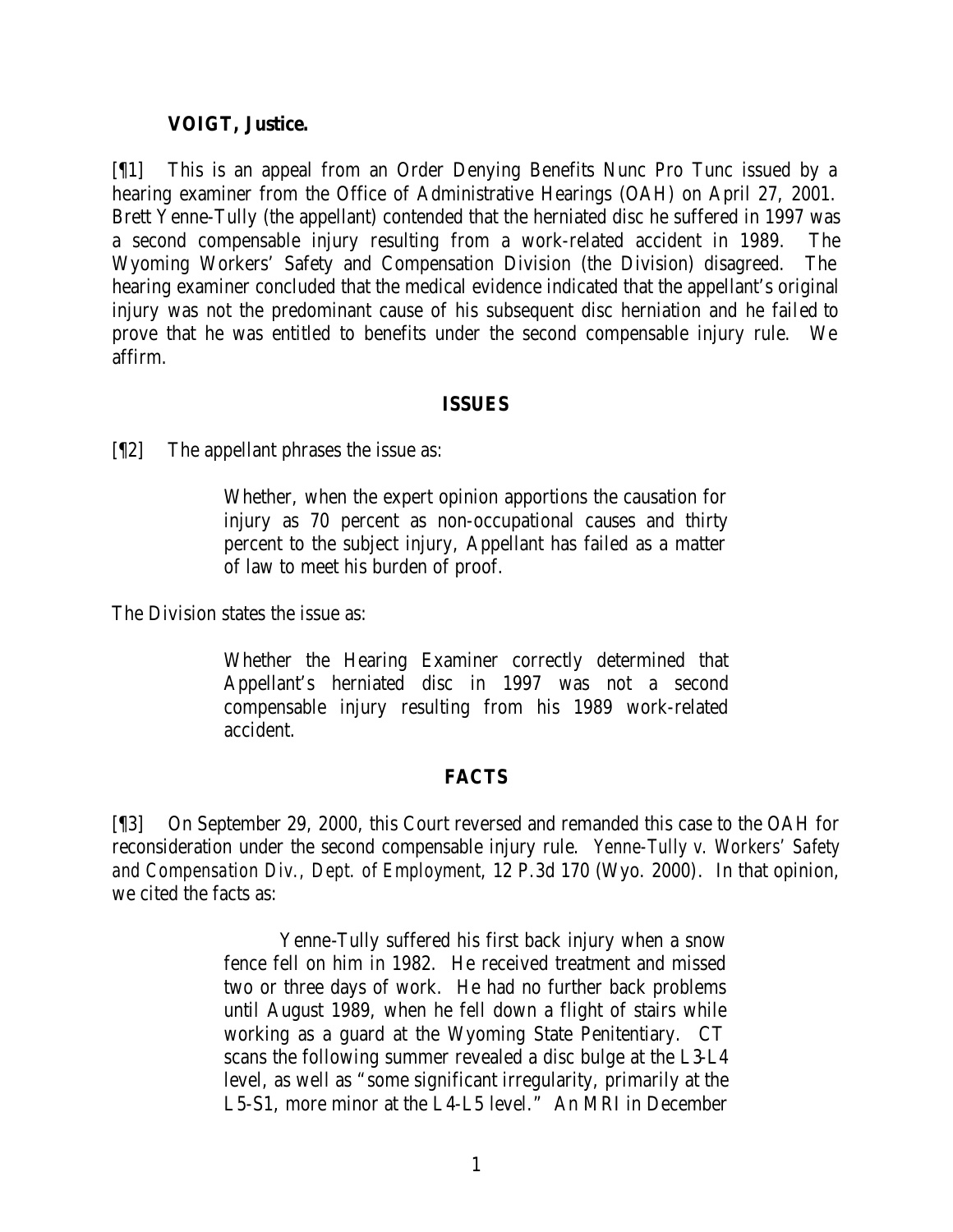**VOIGT, Justice.**

[¶1] This is an appeal from an Order Denying Benefits Nunc Pro Tunc issued by a hearing examiner from the Office of Administrative Hearings (OAH) on April 27, 2001. Brett Yenne-Tully (the appellant) contended that the herniated disc he suffered in 1997 was a second compensable injury resulting from a work-related accident in 1989. The Wyoming Workers' Safety and Compensation Division (the Division) disagreed. The hearing examiner concluded that the medical evidence indicated that the appellant's original injury was not the predominant cause of his subsequent disc herniation and he failed to prove that he was entitled to benefits under the second compensable injury rule. We affirm.

## ISSUES

[¶2] The appellant phrases the issue as:

> Whether, when the expert opinion apportions the causation for injury as 70 percent as non-occupational causes and thirty percent to the subject injury, Appellant has failed as a matter of law to meet his burden of proof.

The Division states the issue as:

> Whether the Hearing Examiner correctly determined that Appellant's herniated disc in 1997 was not a second compensable injury resulting from his 1989 work-related accident.

## FACTS

[¶3] On September 29, 2000, this Court reversed and remanded this case to the OAH for reconsideration under the second compensable injury rule. *Yenne-Tully v. Workers' Safety and Compensation Div., Dept. of Employment*, 12 P.3d 170 (Wyo. 2000). In that opinion, we cited the facts as:

> Yenne-Tully suffered his first back injury when a snow fence fell on him in 1982. He received treatment and missed two or three days of work. He had no further back problems until August 1989, when he fell down a flight of stairs while working as a guard at the Wyoming State Penitentiary. CT scans the following summer revealed a disc bulge at the L3-L4 level, as well as "some significant irregularity, primarily at the L5-S1, more minor at the L4-L5 level." An MRI in December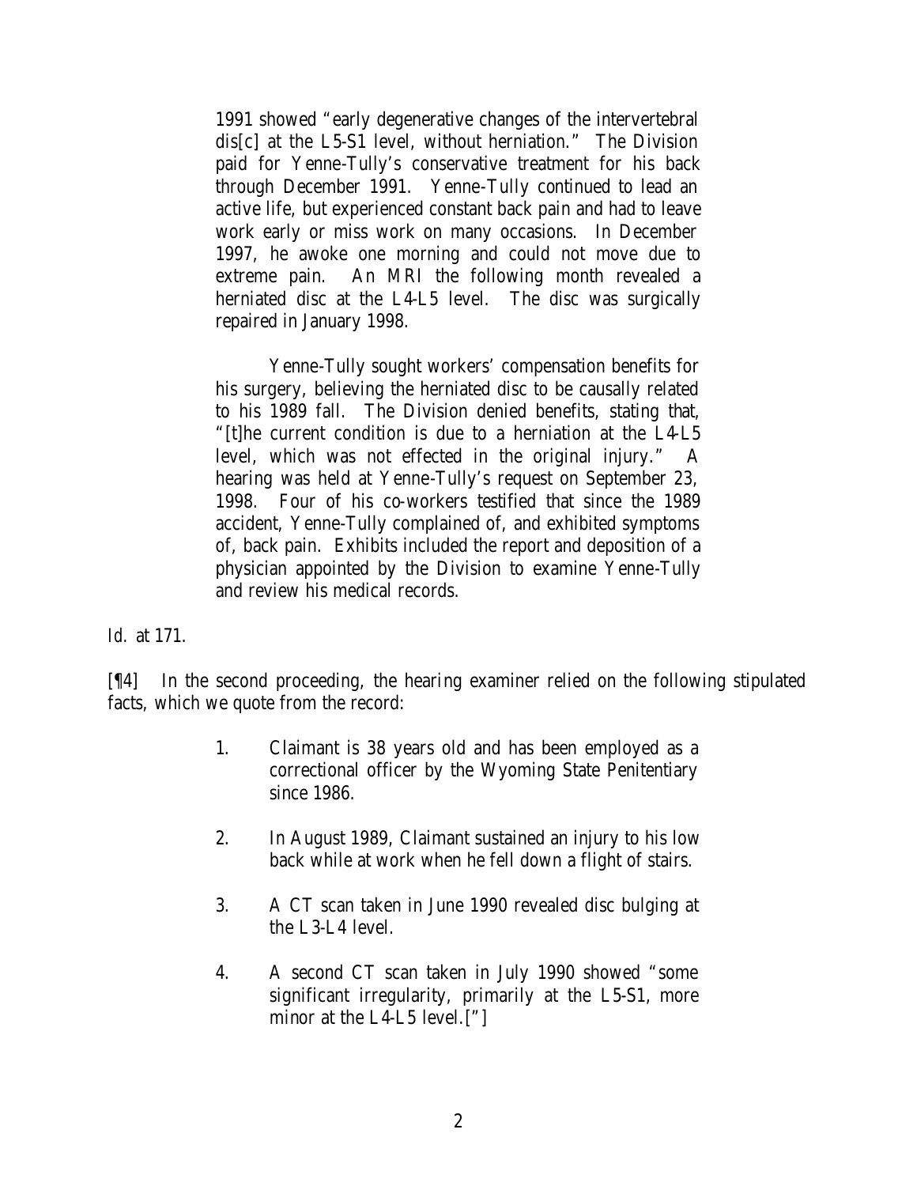> 1991 showed "early degenerative changes of the intervertebral dis[c] at the L5-S1 level, without herniation." The Division paid for Yenne-Tully's conservative treatment for his back through December 1991. Yenne-Tully continued to lead an active life, but experienced constant back pain and had to leave work early or miss work on many occasions. In December 1997, he awoke one morning and could not move due to extreme pain. An MRI the following month revealed a herniated disc at the L4-L5 level. The disc was surgically repaired in January 1998.
>
> Yenne-Tully sought workers' compensation benefits for his surgery, believing the herniated disc to be causally related to his 1989 fall. The Division denied benefits, stating that, "[t]he current condition is due to a herniation at the L4-L5 level, which was not effected in the original injury." A hearing was held at Yenne-Tully's request on September 23, 1998. Four of his co-workers testified that since the 1989 accident, Yenne-Tully complained of, and exhibited symptoms of, back pain. Exhibits included the report and deposition of a physician appointed by the Division to examine Yenne-Tully and review his medical records.

*Id.* at 171.

[¶4] In the second proceeding, the hearing examiner relied on the following stipulated facts, which we quote from the record:

> 1. Claimant is 38 years old and has been employed as a correctional officer by the Wyoming State Penitentiary since 1986.
>
> 2. In August 1989, Claimant sustained an injury to his low back while at work when he fell down a flight of stairs.
>
> 3. A CT scan taken in June 1990 revealed disc bulging at the L3-L4 level.
>
> 4. A second CT scan taken in July 1990 showed "some significant irregularity, primarily at the L5-S1, more minor at the L4-L5 level.["]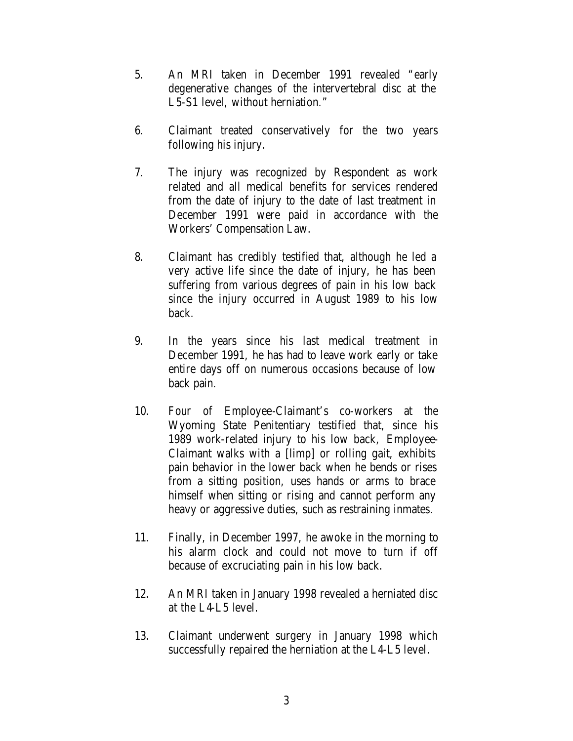5. An MRI taken in December 1991 revealed "early degenerative changes of the intervertebral disc at the L5-S1 level, without herniation."

6. Claimant treated conservatively for the two years following his injury.

7. The injury was recognized by Respondent as work related and all medical benefits for services rendered from the date of injury to the date of last treatment in December 1991 were paid in accordance with the Workers' Compensation Law.

8. Claimant has credibly testified that, although he led a very active life since the date of injury, he has been suffering from various degrees of pain in his low back since the injury occurred in August 1989 to his low back.

9. In the years since his last medical treatment in December 1991, he has had to leave work early or take entire days off on numerous occasions because of low back pain.

10. Four of Employee-Claimant's co-workers at the Wyoming State Penitentiary testified that, since his 1989 work-related injury to his low back, Employee-Claimant walks with a [limp] or rolling gait, exhibits pain behavior in the lower back when he bends or rises from a sitting position, uses hands or arms to brace himself when sitting or rising and cannot perform any heavy or aggressive duties, such as restraining inmates.

11. Finally, in December 1997, he awoke in the morning to his alarm clock and could not move to turn if off because of excruciating pain in his low back.

12. An MRI taken in January 1998 revealed a herniated disc at the L4-L5 level.

13. Claimant underwent surgery in January 1998 which successfully repaired the herniation at the L4-L5 level.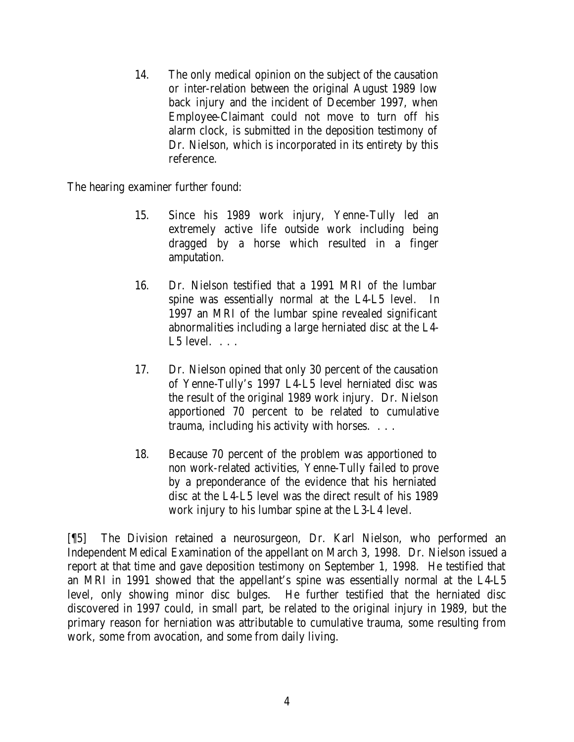> 14. The only medical opinion on the subject of the causation or inter-relation between the original August 1989 low back injury and the incident of December 1997, when Employee-Claimant could not move to turn off his alarm clock, is submitted in the deposition testimony of Dr. Nielson, which is incorporated in its entirety by this reference.

The hearing examiner further found:

> 15. Since his 1989 work injury, Yenne-Tully led an extremely active life outside work including being dragged by a horse which resulted in a finger amputation.
>
> 16. Dr. Nielson testified that a 1991 MRI of the lumbar spine was essentially normal at the L4-L5 level. In 1997 an MRI of the lumbar spine revealed significant abnormalities including a large herniated disc at the L4-L5 level. . . .
>
> 17. Dr. Nielson opined that only 30 percent of the causation of Yenne-Tully's 1997 L4-L5 level herniated disc was the result of the original 1989 work injury. Dr. Nielson apportioned 70 percent to be related to cumulative trauma, including his activity with horses. . . .
>
> 18. Because 70 percent of the problem was apportioned to non work-related activities, Yenne-Tully failed to prove by a preponderance of the evidence that his herniated disc at the L4-L5 level was the direct result of his 1989 work injury to his lumbar spine at the L3-L4 level.

[¶5] The Division retained a neurosurgeon, Dr. Karl Nielson, who performed an Independent Medical Examination of the appellant on March 3, 1998. Dr. Nielson issued a report at that time and gave deposition testimony on September 1, 1998. He testified that an MRI in 1991 showed that the appellant's spine was essentially normal at the L4-L5 level, only showing minor disc bulges. He further testified that the herniated disc discovered in 1997 could, in small part, be related to the original injury in 1989, but the primary reason for herniation was attributable to cumulative trauma, some resulting from work, some from avocation, and some from daily living.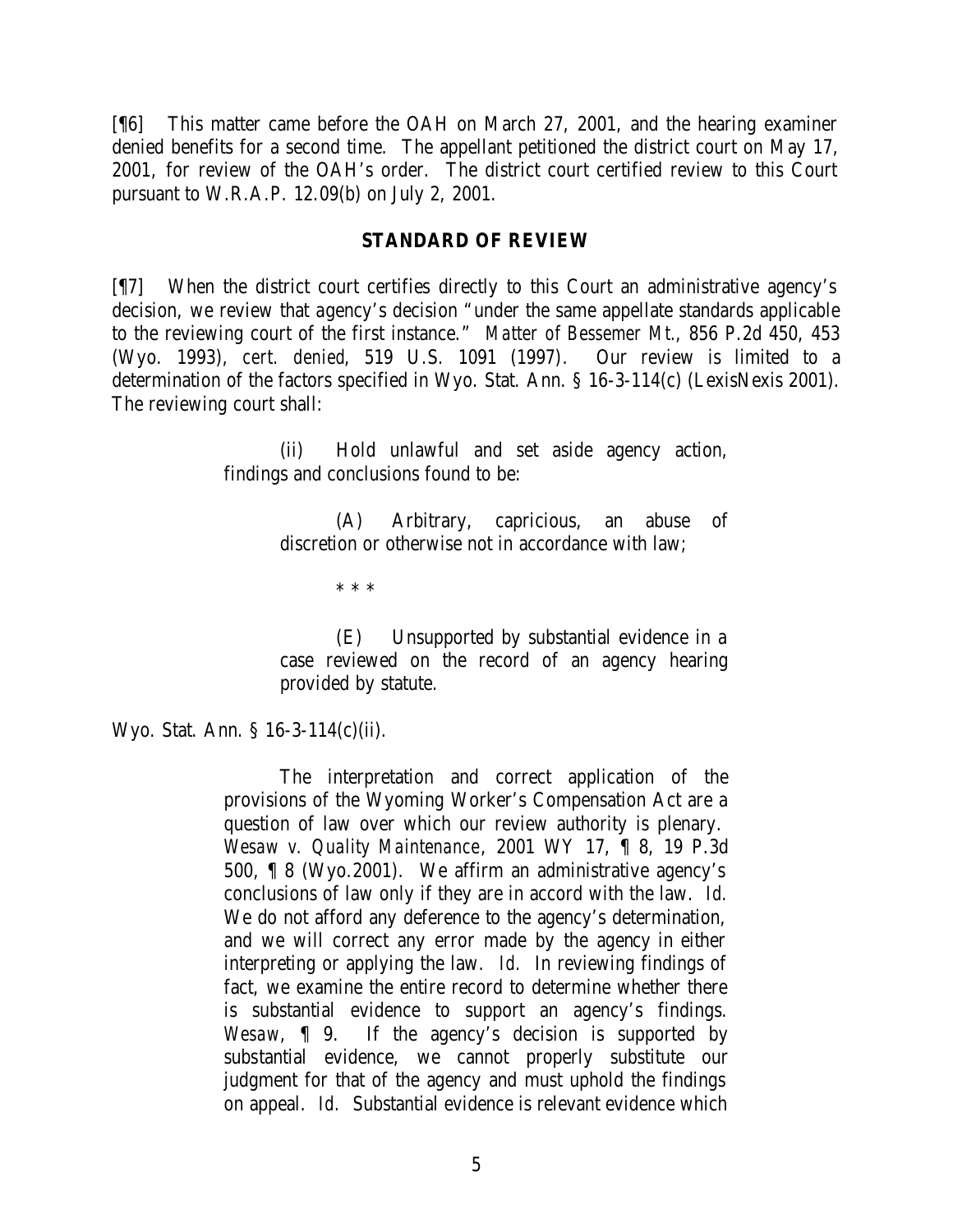[¶6] This matter came before the OAH on March 27, 2001, and the hearing examiner denied benefits for a second time. The appellant petitioned the district court on May 17, 2001, for review of the OAH's order. The district court certified review to this Court pursuant to W.R.A.P. 12.09(b) on July 2, 2001.

## STANDARD OF REVIEW

[¶7] When the district court certifies directly to this Court an administrative agency's decision, we review that agency's decision "under the same appellate standards applicable to the reviewing court of the first instance." *Matter of Bessemer Mt.*, 856 P.2d 450, 453 (Wyo. 1993), *cert. denied*, 519 U.S. 1091 (1997). Our review is limited to a determination of the factors specified in Wyo. Stat. Ann. § 16-3-114(c) (LexisNexis 2001). The reviewing court shall:

> (ii) Hold unlawful and set aside agency action, findings and conclusions found to be:
>
> > (A) Arbitrary, capricious, an abuse of discretion or otherwise not in accordance with law;
> >
> > * * *
> >
> > (E) Unsupported by substantial evidence in a case reviewed on the record of an agency hearing provided by statute.

Wyo. Stat. Ann. § 16-3-114(c)(ii).

> The interpretation and correct application of the provisions of the Wyoming Worker's Compensation Act are a question of law over which our review authority is plenary. *Wesaw v. Quality Maintenance*, 2001 WY 17, ¶ 8, 19 P.3d 500, ¶ 8 (Wyo.2001). We affirm an administrative agency's conclusions of law only if they are in accord with the law. *Id.* We do not afford any deference to the agency's determination, and we will correct any error made by the agency in either interpreting or applying the law. *Id.* In reviewing findings of fact, we examine the entire record to determine whether there is substantial evidence to support an agency's findings. *Wesaw*, ¶ 9. If the agency's decision is supported by substantial evidence, we cannot properly substitute our judgment for that of the agency and must uphold the findings on appeal. *Id.* Substantial evidence is relevant evidence which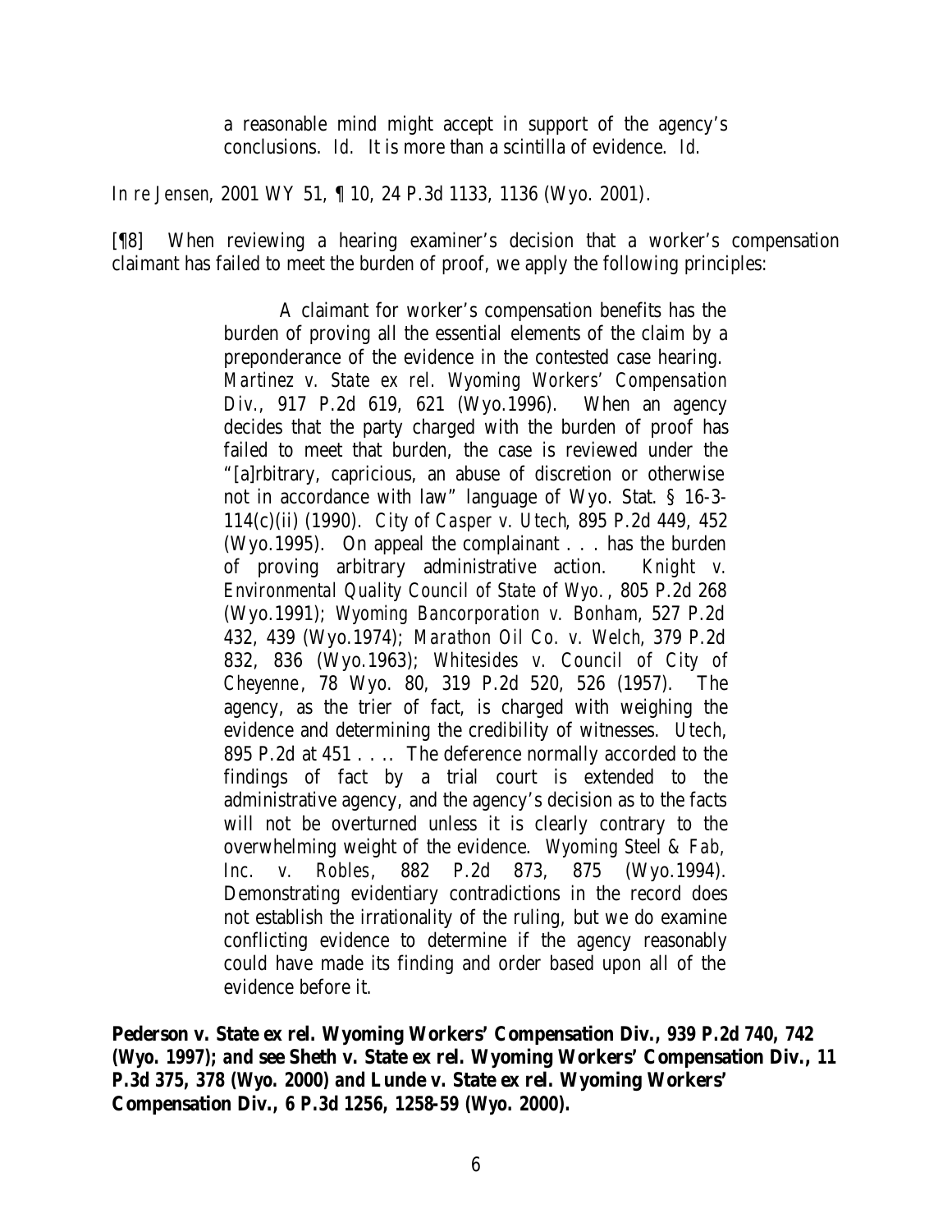> a reasonable mind might accept in support of the agency's conclusions. *Id.* It is more than a scintilla of evidence. *Id.*

*In re Jensen*, 2001 WY 51, ¶ 10, 24 P.3d 1133, 1136 (Wyo. 2001).

[¶8] When reviewing a hearing examiner's decision that a worker's compensation claimant has failed to meet the burden of proof, we apply the following principles:

> A claimant for worker's compensation benefits has the burden of proving all the essential elements of the claim by a preponderance of the evidence in the contested case hearing. *Martinez v. State ex rel. Wyoming Workers' Compensation Div.*, 917 P.2d 619, 621 (Wyo.1996). When an agency decides that the party charged with the burden of proof has failed to meet that burden, the case is reviewed under the "[a]rbitrary, capricious, an abuse of discretion or otherwise not in accordance with law" language of Wyo. Stat. § 16-3-114(c)(ii) (1990). *City of Casper v. Utech*, 895 P.2d 449, 452 (Wyo.1995). On appeal the complainant . . . has the burden of proving arbitrary administrative action. *Knight v. Environmental Quality Council of State of Wyo.*, 805 P.2d 268 (Wyo.1991); *Wyoming Bancorporation v. Bonham*, 527 P.2d 432, 439 (Wyo.1974); *Marathon Oil Co. v. Welch*, 379 P.2d 832, 836 (Wyo.1963); *Whitesides v. Council of City of Cheyenne*, 78 Wyo. 80, 319 P.2d 520, 526 (1957). The agency, as the trier of fact, is charged with weighing the evidence and determining the credibility of witnesses. *Utech*, 895 P.2d at 451 . . .. The deference normally accorded to the findings of fact by a trial court is extended to the administrative agency, and the agency's decision as to the facts will not be overturned unless it is clearly contrary to the overwhelming weight of the evidence. *Wyoming Steel & Fab, Inc. v. Robles*, 882 P.2d 873, 875 (Wyo.1994). Demonstrating evidentiary contradictions in the record does not establish the irrationality of the ruling, but we do examine conflicting evidence to determine if the agency reasonably could have made its finding and order based upon all of the evidence before it.

**Pederson v. State ex rel. Wyoming Workers' Compensation Div., 939 P.2d 740, 742 (Wyo. 1997); and see Sheth v. State ex rel. Wyoming Workers' Compensation Div., 11 P.3d 375, 378 (Wyo. 2000) and Lunde v. State ex rel. Wyoming Workers' Compensation Div., 6 P.3d 1256, 1258-59 (Wyo. 2000).**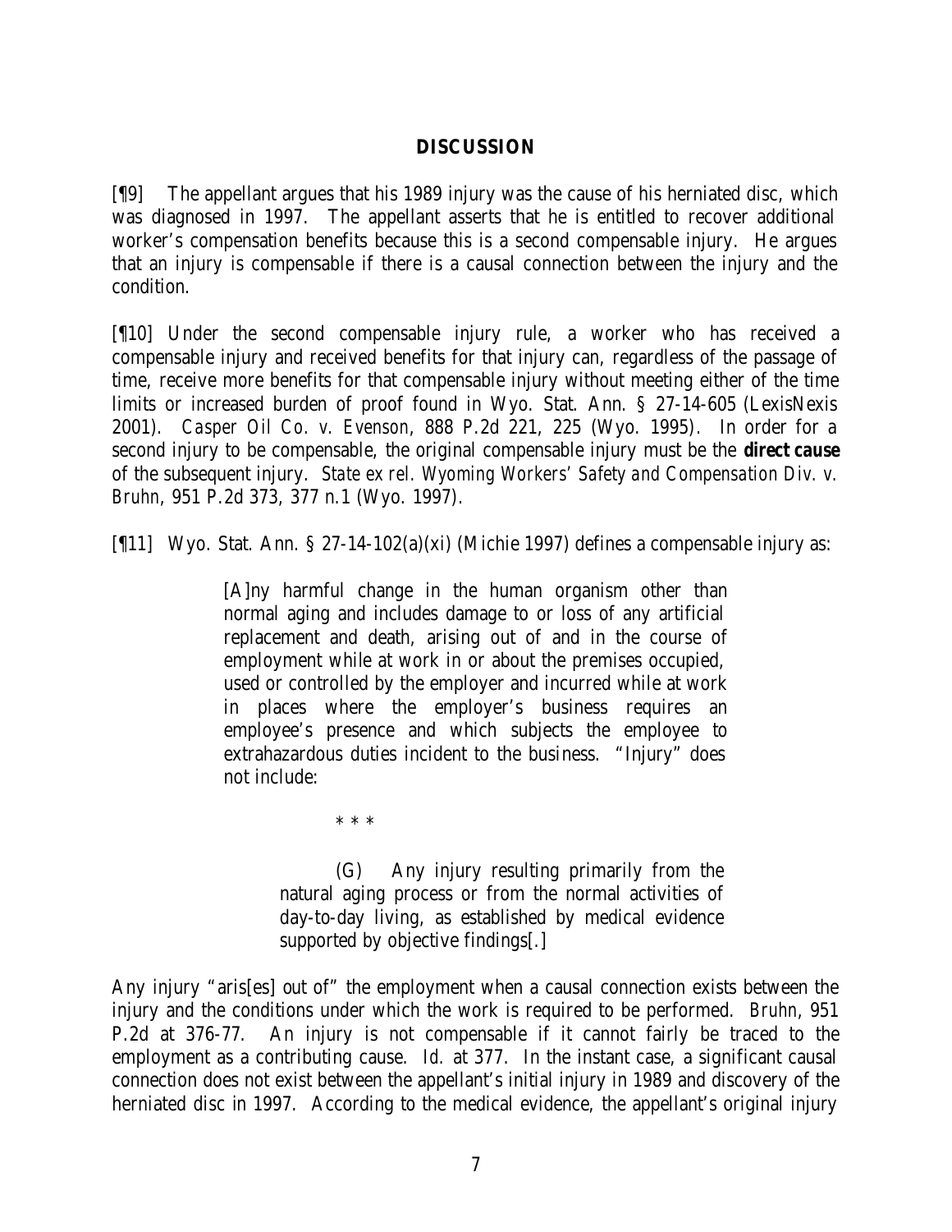## DISCUSSION

[¶9] The appellant argues that his 1989 injury was the cause of his herniated disc, which was diagnosed in 1997. The appellant asserts that he is entitled to recover additional worker's compensation benefits because this is a second compensable injury. He argues that an injury is compensable if there is a causal connection between the injury and the condition.

[¶10] Under the second compensable injury rule, a worker who has received a compensable injury and received benefits for that injury can, regardless of the passage of time, receive more benefits for that compensable injury without meeting either of the time limits or increased burden of proof found in Wyo. Stat. Ann. § 27-14-605 (LexisNexis 2001). *Casper Oil Co. v. Evenson*, 888 P.2d 221, 225 (Wyo. 1995). In order for a second injury to be compensable, the original compensable injury must be the ***direct cause*** of the subsequent injury. *State ex rel. Wyoming Workers' Safety and Compensation Div. v. Bruhn*, 951 P.2d 373, 377 n.1 (Wyo. 1997).

[¶11] Wyo. Stat. Ann. § 27-14-102(a)(xi) (Michie 1997) defines a compensable injury as:

> [A]ny harmful change in the human organism other than normal aging and includes damage to or loss of any artificial replacement and death, arising out of and in the course of employment while at work in or about the premises occupied, used or controlled by the employer and incurred while at work in places where the employer's business requires an employee's presence and which subjects the employee to extrahazardous duties incident to the business. "Injury" does not include:
>
> \* \* \*
>
> > (G) Any injury resulting primarily from the natural aging process or from the normal activities of day-to-day living, as established by medical evidence supported by objective findings[.]

Any injury "aris[es] out of" the employment when a causal connection exists between the injury and the conditions under which the work is required to be performed. *Bruhn*, 951 P.2d at 376-77. An injury is not compensable if it cannot fairly be traced to the employment as a contributing cause. *Id.* at 377. In the instant case, a significant causal connection does not exist between the appellant's initial injury in 1989 and discovery of the herniated disc in 1997. According to the medical evidence, the appellant's original injury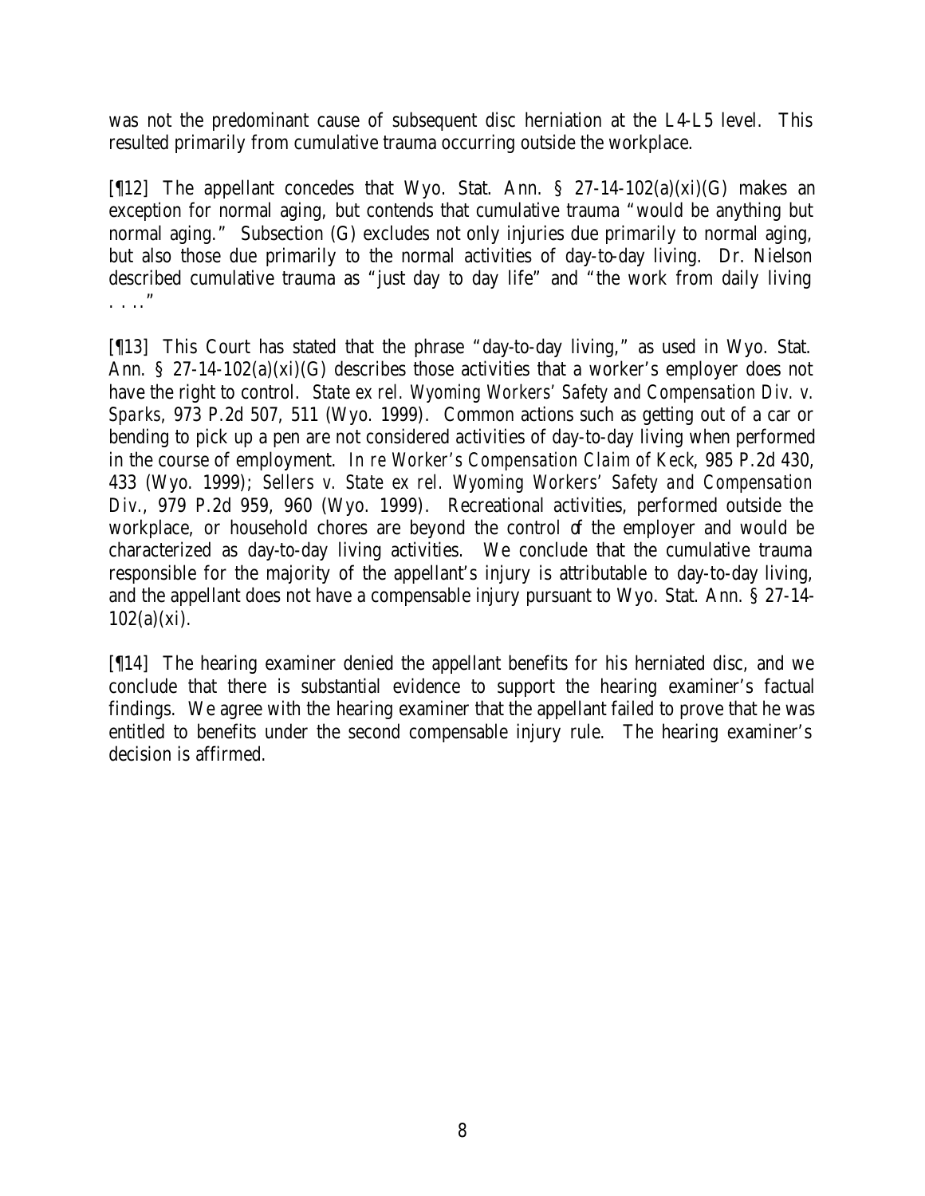was not the predominant cause of subsequent disc herniation at the L4-L5 level. This resulted primarily from cumulative trauma occurring outside the workplace.

[¶12] The appellant concedes that Wyo. Stat. Ann. § 27-14-102(a)(xi)(G) makes an exception for normal aging, but contends that cumulative trauma "would be anything but normal aging." Subsection (G) excludes not only injuries due primarily to normal aging, but also those due primarily to the normal activities of day-to-day living. Dr. Nielson described cumulative trauma as "just day to day life" and "the work from daily living . . . ."

[¶13] This Court has stated that the phrase "day-to-day living," as used in Wyo. Stat. Ann. § 27-14-102(a)(xi)(G) describes those activities that a worker's employer does not have the right to control. *State ex rel. Wyoming Workers' Safety and Compensation Div. v. Sparks*, 973 P.2d 507, 511 (Wyo. 1999). Common actions such as getting out of a car or bending to pick up a pen are not considered activities of day-to-day living when performed in the course of employment. *In re Worker's Compensation Claim of Keck*, 985 P.2d 430, 433 (Wyo. 1999); *Sellers v. State ex rel. Wyoming Workers' Safety and Compensation Div.*, 979 P.2d 959, 960 (Wyo. 1999). Recreational activities, performed outside the workplace, or household chores are beyond the control of the employer and would be characterized as day-to-day living activities. We conclude that the cumulative trauma responsible for the majority of the appellant's injury is attributable to day-to-day living, and the appellant does not have a compensable injury pursuant to Wyo. Stat. Ann. § 27-14-102(a)(xi).

[¶14] The hearing examiner denied the appellant benefits for his herniated disc, and we conclude that there is substantial evidence to support the hearing examiner's factual findings. We agree with the hearing examiner that the appellant failed to prove that he was entitled to benefits under the second compensable injury rule. The hearing examiner's decision is affirmed.